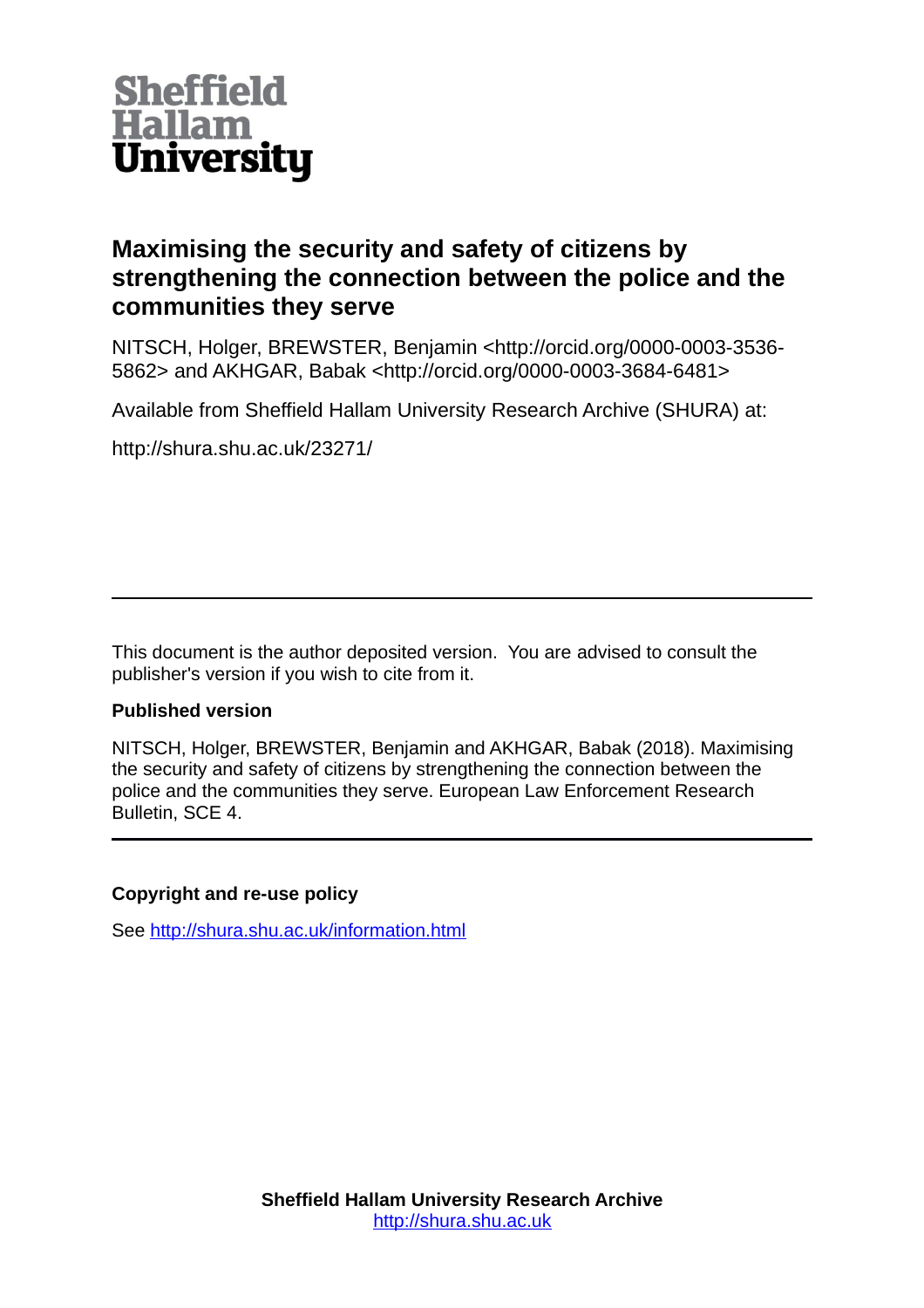Sheffield Hallam University

# Maximising the security and safety of citizens by strengthening the connection between the police and the communities they serve

NITSCH, Holger, BREWSTER, Benjamin <http://orcid.org/0000-0003-3536-5862> and AKHGAR, Babak <http://orcid.org/0000-0003-3684-6481>

Available from Sheffield Hallam University Research Archive (SHURA) at:

http://shura.shu.ac.uk/23271/

---

This document is the author deposited version. You are advised to consult the publisher's version if you wish to cite from it.

**Published version**

NITSCH, Holger, BREWSTER, Benjamin and AKHGAR, Babak (2018). Maximising the security and safety of citizens by strengthening the connection between the police and the communities they serve. European Law Enforcement Research Bulletin, SCE 4.

---

**Copyright and re-use policy**

See [http://shura.shu.ac.uk/information.html](http://shura.shu.ac.uk/information.html)

**Sheffield Hallam University Research Archive**
[http://shura.shu.ac.uk](http://shura.shu.ac.uk)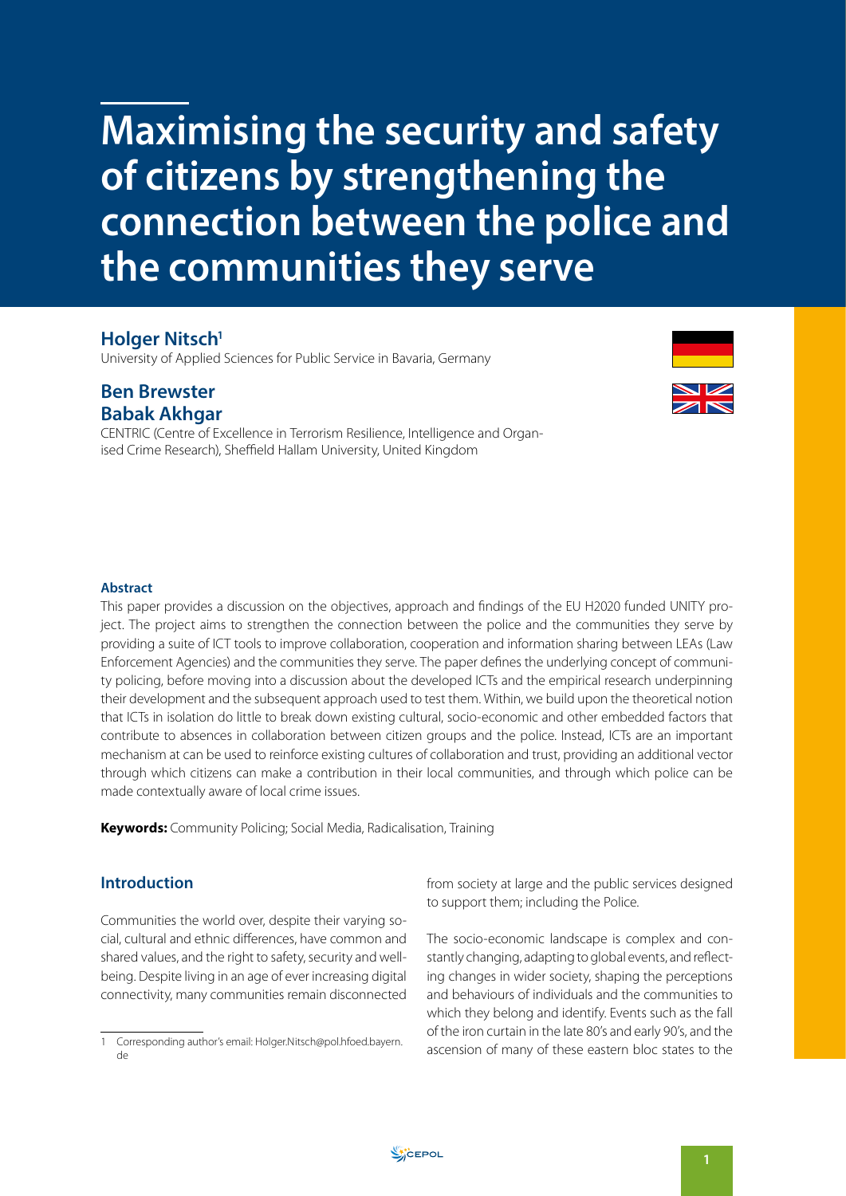# Maximising the security and safety of citizens by strengthening the connection between the police and the communities they serve

**Holger Nitsch**[1]

University of Applied Sciences for Public Service in Bavaria, Germany

**Ben Brewster**

**Babak Akhgar**

CENTRIC (Centre of Excellence in Terrorism Resilience, Intelligence and Organised Crime Research), Sheffield Hallam University, United Kingdom

### Abstract

This paper provides a discussion on the objectives, approach and findings of the EU H2020 funded UNITY project. The project aims to strengthen the connection between the police and the communities they serve by providing a suite of ICT tools to improve collaboration, cooperation and information sharing between LEAs (Law Enforcement Agencies) and the communities they serve. The paper defines the underlying concept of community policing, before moving into a discussion about the developed ICTs and the empirical research underpinning their development and the subsequent approach used to test them. Within, we build upon the theoretical notion that ICTs in isolation do little to break down existing cultural, socio-economic and other embedded factors that contribute to absences in collaboration between citizen groups and the police. Instead, ICTs are an important mechanism at can be used to reinforce existing cultures of collaboration and trust, providing an additional vector through which citizens can make a contribution in their local communities, and through which police can be made contextually aware of local crime issues.

**Keywords:** Community Policing; Social Media, Radicalisation, Training

## Introduction

Communities the world over, despite their varying social, cultural and ethnic differences, have common and shared values, and the right to safety, security and wellbeing. Despite living in an age of ever increasing digital connectivity, many communities remain disconnected from society at large and the public services designed to support them; including the Police.

The socio-economic landscape is complex and constantly changing, adapting to global events, and reflecting changes in wider society, shaping the perceptions and behaviours of individuals and the communities to which they belong and identify. Events such as the fall of the iron curtain in the late 80's and early 90's, and the ascension of many of these eastern bloc states to the

[1] Corresponding author's email: Holger.Nitsch@pol.hfoed.bayern.de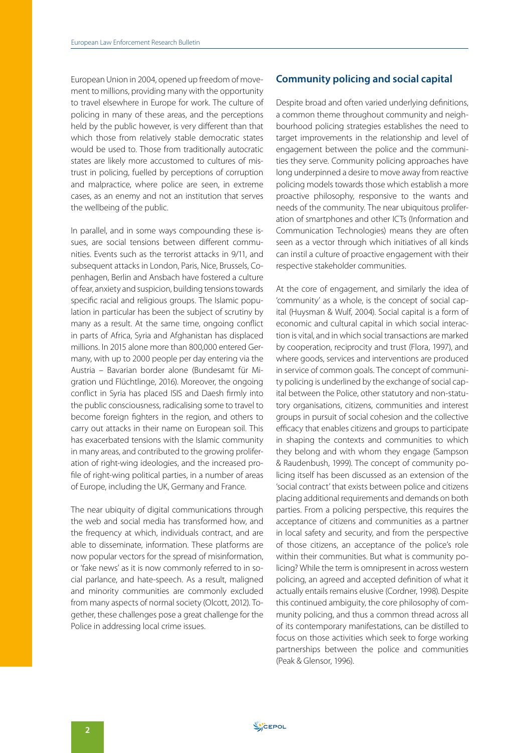European Union in 2004, opened up freedom of movement to millions, providing many with the opportunity to travel elsewhere in Europe for work. The culture of policing in many of these areas, and the perceptions held by the public however, is very different than that which those from relatively stable democratic states would be used to. Those from traditionally autocratic states are likely more accustomed to cultures of mistrust in policing, fuelled by perceptions of corruption and malpractice, where police are seen, in extreme cases, as an enemy and not an institution that serves the wellbeing of the public.

In parallel, and in some ways compounding these issues, are social tensions between different communities. Events such as the terrorist attacks in 9/11, and subsequent attacks in London, Paris, Nice, Brussels, Copenhagen, Berlin and Ansbach have fostered a culture of fear, anxiety and suspicion, building tensions towards specific racial and religious groups. The Islamic population in particular has been the subject of scrutiny by many as a result. At the same time, ongoing conflict in parts of Africa, Syria and Afghanistan has displaced millions. In 2015 alone more than 800,000 entered Germany, with up to 2000 people per day entering via the Austria – Bavarian border alone (Bundesamt für Migration und Flüchtlinge, 2016). Moreover, the ongoing conflict in Syria has placed ISIS and Daesh firmly into the public consciousness, radicalising some to travel to become foreign fighters in the region, and others to carry out attacks in their name on European soil. This has exacerbated tensions with the Islamic community in many areas, and contributed to the growing proliferation of right-wing ideologies, and the increased profile of right-wing political parties, in a number of areas of Europe, including the UK, Germany and France.

The near ubiquity of digital communications through the web and social media has transformed how, and the frequency at which, individuals contract, and are able to disseminate, information. These platforms are now popular vectors for the spread of misinformation, or 'fake news' as it is now commonly referred to in social parlance, and hate-speech. As a result, maligned and minority communities are commonly excluded from many aspects of normal society (Olcott, 2012). Together, these challenges pose a great challenge for the Police in addressing local crime issues.

## Community policing and social capital

Despite broad and often varied underlying definitions, a common theme throughout community and neighbourhood policing strategies establishes the need to target improvements in the relationship and level of engagement between the police and the communities they serve. Community policing approaches have long underpinned a desire to move away from reactive policing models towards those which establish a more proactive philosophy, responsive to the wants and needs of the community. The near ubiquitous proliferation of smartphones and other ICTs (Information and Communication Technologies) means they are often seen as a vector through which initiatives of all kinds can instil a culture of proactive engagement with their respective stakeholder communities.

At the core of engagement, and similarly the idea of 'community' as a whole, is the concept of social capital (Huysman & Wulf, 2004). Social capital is a form of economic and cultural capital in which social interaction is vital, and in which social transactions are marked by cooperation, reciprocity and trust (Flora, 1997), and where goods, services and interventions are produced in service of common goals. The concept of community policing is underlined by the exchange of social capital between the Police, other statutory and non-statutory organisations, citizens, communities and interest groups in pursuit of social cohesion and the collective efficacy that enables citizens and groups to participate in shaping the contexts and communities to which they belong and with whom they engage (Sampson & Raudenbush, 1999). The concept of community policing itself has been discussed as an extension of the 'social contract' that exists between police and citizens placing additional requirements and demands on both parties. From a policing perspective, this requires the acceptance of citizens and communities as a partner in local safety and security, and from the perspective of those citizens, an acceptance of the police's role within their communities. But what is community policing? While the term is omnipresent in across western policing, an agreed and accepted definition of what it actually entails remains elusive (Cordner, 1998). Despite this continued ambiguity, the core philosophy of community policing, and thus a common thread across all of its contemporary manifestations, can be distilled to focus on those activities which seek to forge working partnerships between the police and communities (Peak & Glensor, 1996).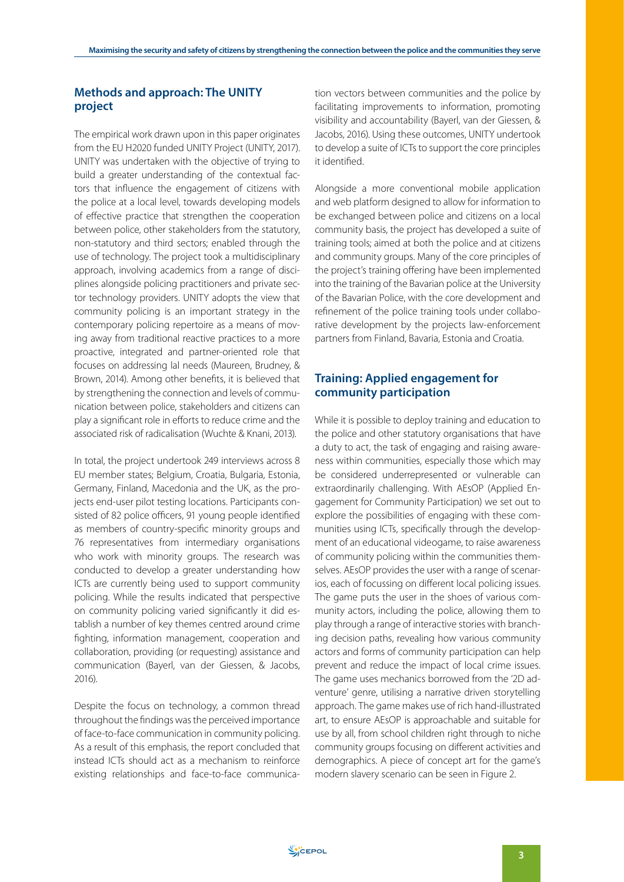## Methods and approach: The UNITY project

The empirical work drawn upon in this paper originates from the EU H2020 funded UNITY Project (UNITY, 2017). UNITY was undertaken with the objective of trying to build a greater understanding of the contextual factors that influence the engagement of citizens with the police at a local level, towards developing models of effective practice that strengthen the cooperation between police, other stakeholders from the statutory, non-statutory and third sectors; enabled through the use of technology. The project took a multidisciplinary approach, involving academics from a range of disciplines alongside policing practitioners and private sector technology providers. UNITY adopts the view that community policing is an important strategy in the contemporary policing repertoire as a means of moving away from traditional reactive practices to a more proactive, integrated and partner-oriented role that focuses on addressing lal needs (Maureen, Brudney, & Brown, 2014). Among other benefits, it is believed that by strengthening the connection and levels of communication between police, stakeholders and citizens can play a significant role in efforts to reduce crime and the associated risk of radicalisation (Wuchte & Knani, 2013).

In total, the project undertook 249 interviews across 8 EU member states; Belgium, Croatia, Bulgaria, Estonia, Germany, Finland, Macedonia and the UK, as the projects end-user pilot testing locations. Participants consisted of 82 police officers, 91 young people identified as members of country-specific minority groups and 76 representatives from intermediary organisations who work with minority groups. The research was conducted to develop a greater understanding how ICTs are currently being used to support community policing. While the results indicated that perspective on community policing varied significantly it did establish a number of key themes centred around crime fighting, information management, cooperation and collaboration, providing (or requesting) assistance and communication (Bayerl, van der Giessen, & Jacobs, 2016).

Despite the focus on technology, a common thread throughout the findings was the perceived importance of face-to-face communication in community policing. As a result of this emphasis, the report concluded that instead ICTs should act as a mechanism to reinforce existing relationships and face-to-face communication vectors between communities and the police by facilitating improvements to information, promoting visibility and accountability (Bayerl, van der Giessen, & Jacobs, 2016). Using these outcomes, UNITY undertook to develop a suite of ICTs to support the core principles it identified.

Alongside a more conventional mobile application and web platform designed to allow for information to be exchanged between police and citizens on a local community basis, the project has developed a suite of training tools; aimed at both the police and at citizens and community groups. Many of the core principles of the project's training offering have been implemented into the training of the Bavarian police at the University of the Bavarian Police, with the core development and refinement of the police training tools under collaborative development by the projects law-enforcement partners from Finland, Bavaria, Estonia and Croatia.

## Training: Applied engagement for community participation

While it is possible to deploy training and education to the police and other statutory organisations that have a duty to act, the task of engaging and raising awareness within communities, especially those which may be considered underrepresented or vulnerable can extraordinarily challenging. With AEsOP (Applied Engagement for Community Participation) we set out to explore the possibilities of engaging with these communities using ICTs, specifically through the development of an educational videogame, to raise awareness of community policing within the communities themselves. AEsOP provides the user with a range of scenarios, each of focussing on different local policing issues. The game puts the user in the shoes of various community actors, including the police, allowing them to play through a range of interactive stories with branching decision paths, revealing how various community actors and forms of community participation can help prevent and reduce the impact of local crime issues. The game uses mechanics borrowed from the '2D adventure' genre, utilising a narrative driven storytelling approach. The game makes use of rich hand-illustrated art, to ensure AEsOP is approachable and suitable for use by all, from school children right through to niche community groups focusing on different activities and demographics. A piece of concept art for the game's modern slavery scenario can be seen in Figure 2.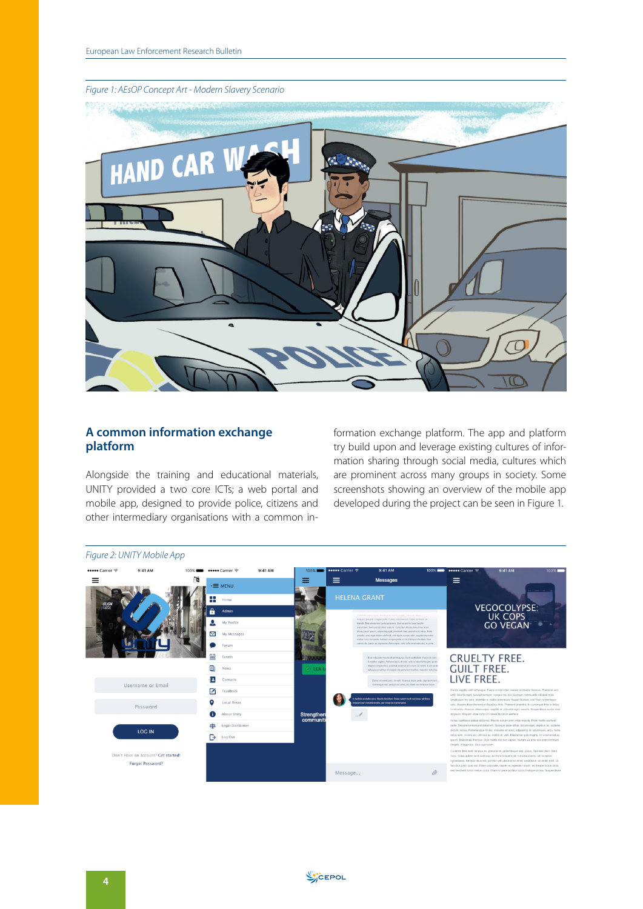*Figure 1: AEsOP Concept Art - Modern Slavery Scenario*

## A common information exchange platform

Alongside the training and educational materials, UNITY provided a two core ICTs; a web portal and mobile app, designed to provide police, citizens and other intermediary organisations with a common information exchange platform. The app and platform try build upon and leverage existing cultures of information sharing through social media, cultures which are prominent across many groups in society. Some screenshots showing an overview of the mobile app developed during the project can be seen in Figure 1.

*Figure 2: UNITY Mobile App*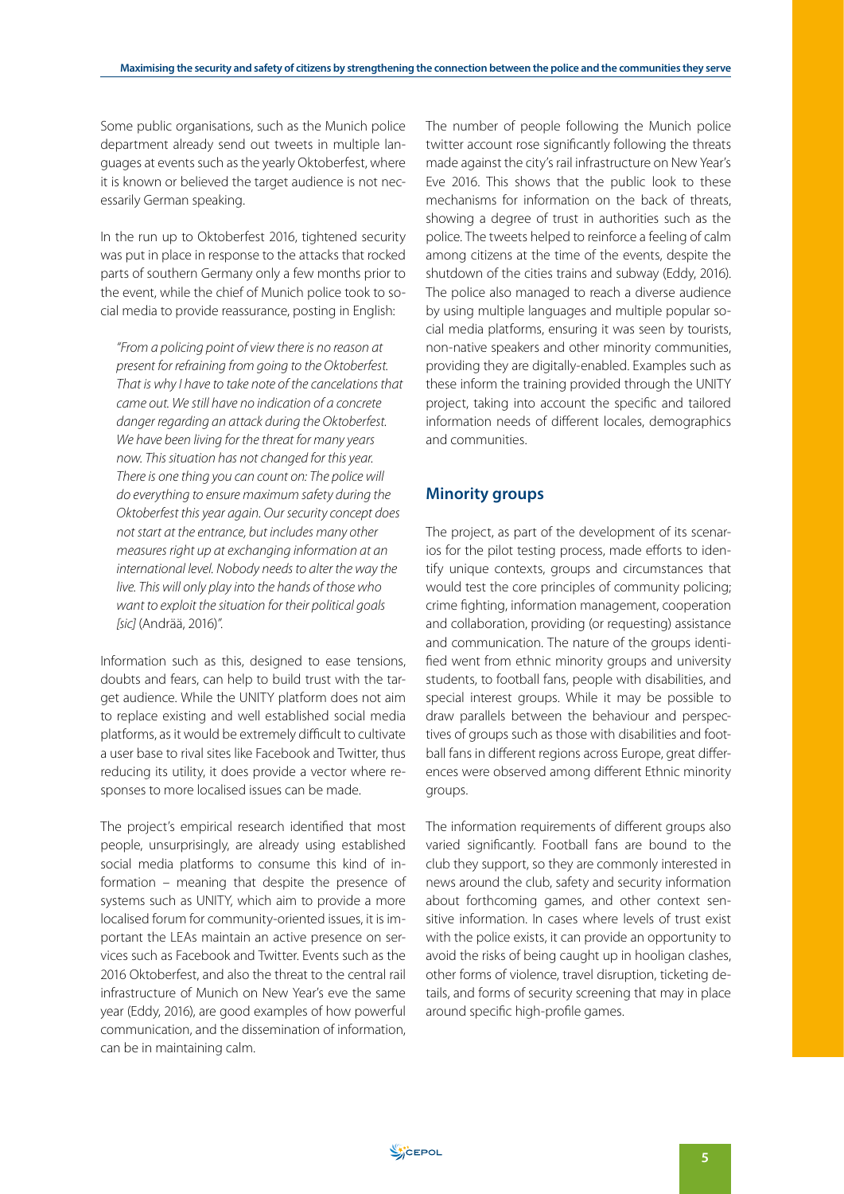Some public organisations, such as the Munich police department already send out tweets in multiple languages at events such as the yearly Oktoberfest, where it is known or believed the target audience is not necessarily German speaking.

In the run up to Oktoberfest 2016, tightened security was put in place in response to the attacks that rocked parts of southern Germany only a few months prior to the event, while the chief of Munich police took to social media to provide reassurance, posting in English:

> *"From a policing point of view there is no reason at present for refraining from going to the Oktoberfest. That is why I have to take note of the cancelations that came out. We still have no indication of a concrete danger regarding an attack during the Oktoberfest. We have been living for the threat for many years now. This situation has not changed for this year. There is one thing you can count on: The police will do everything to ensure maximum safety during the Oktoberfest this year again. Our security concept does not start at the entrance, but includes many other measures right up at exchanging information at an international level. Nobody needs to alter the way the live. This will only play into the hands of those who want to exploit the situation for their political goals [sic]* (Andrää, 2016)".

Information such as this, designed to ease tensions, doubts and fears, can help to build trust with the target audience. While the UNITY platform does not aim to replace existing and well established social media platforms, as it would be extremely difficult to cultivate a user base to rival sites like Facebook and Twitter, thus reducing its utility, it does provide a vector where responses to more localised issues can be made.

The project's empirical research identified that most people, unsurprisingly, are already using established social media platforms to consume this kind of information – meaning that despite the presence of systems such as UNITY, which aim to provide a more localised forum for community-oriented issues, it is important the LEAs maintain an active presence on services such as Facebook and Twitter. Events such as the 2016 Oktoberfest, and also the threat to the central rail infrastructure of Munich on New Year's eve the same year (Eddy, 2016), are good examples of how powerful communication, and the dissemination of information, can be in maintaining calm.

The number of people following the Munich police twitter account rose significantly following the threats made against the city's rail infrastructure on New Year's Eve 2016. This shows that the public look to these mechanisms for information on the back of threats, showing a degree of trust in authorities such as the police. The tweets helped to reinforce a feeling of calm among citizens at the time of the events, despite the shutdown of the cities trains and subway (Eddy, 2016). The police also managed to reach a diverse audience by using multiple languages and multiple popular social media platforms, ensuring it was seen by tourists, non-native speakers and other minority communities, providing they are digitally-enabled. Examples such as these inform the training provided through the UNITY project, taking into account the specific and tailored information needs of different locales, demographics and communities.

## Minority groups

The project, as part of the development of its scenarios for the pilot testing process, made efforts to identify unique contexts, groups and circumstances that would test the core principles of community policing; crime fighting, information management, cooperation and collaboration, providing (or requesting) assistance and communication. The nature of the groups identified went from ethnic minority groups and university students, to football fans, people with disabilities, and special interest groups. While it may be possible to draw parallels between the behaviour and perspectives of groups such as those with disabilities and football fans in different regions across Europe, great differences were observed among different Ethnic minority groups.

The information requirements of different groups also varied significantly. Football fans are bound to the club they support, so they are commonly interested in news around the club, safety and security information about forthcoming games, and other context sensitive information. In cases where levels of trust exist with the police exists, it can provide an opportunity to avoid the risks of being caught up in hooligan clashes, other forms of violence, travel disruption, ticketing details, and forms of security screening that may in place around specific high-profile games.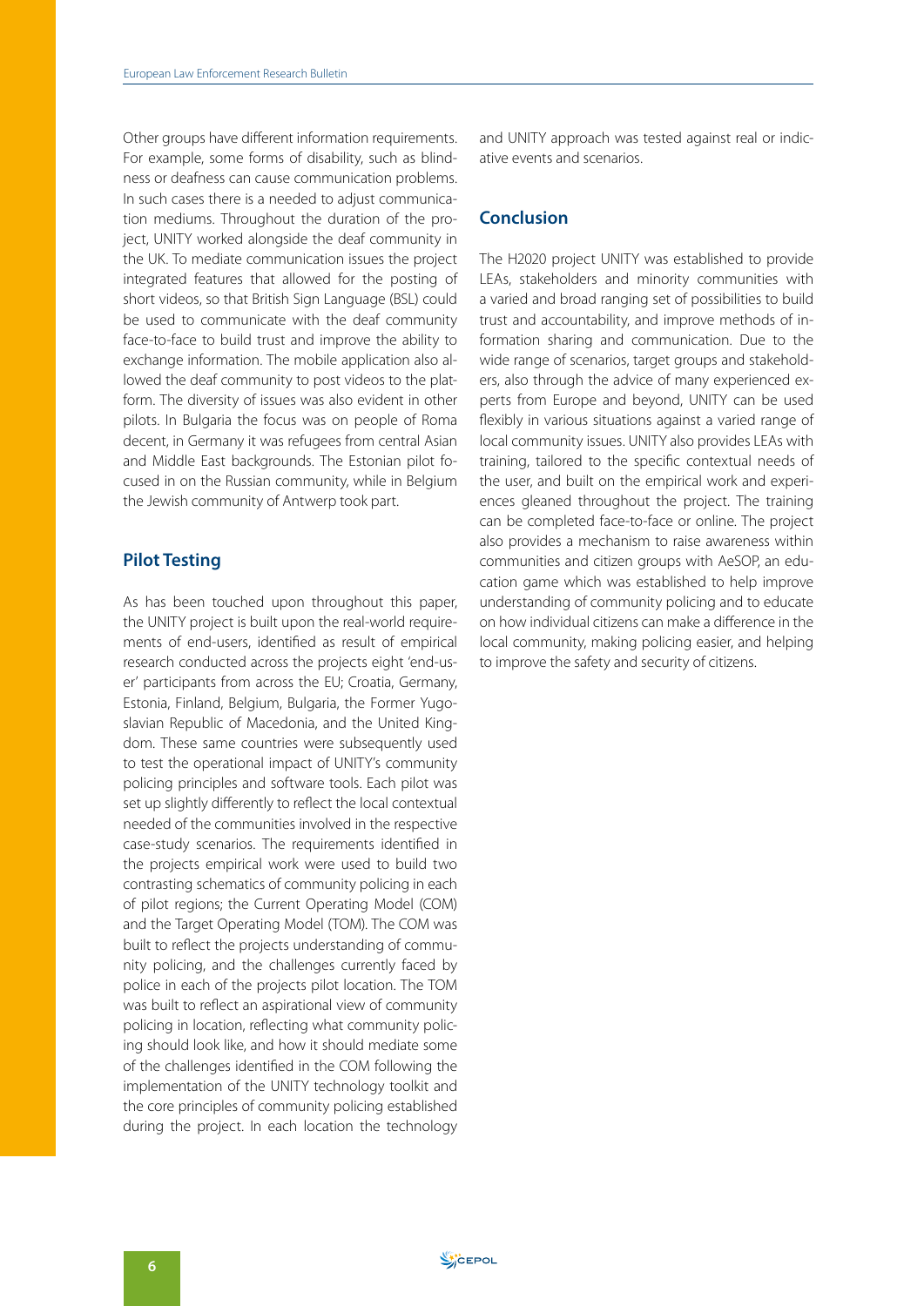Other groups have different information requirements. For example, some forms of disability, such as blindness or deafness can cause communication problems. In such cases there is a needed to adjust communication mediums. Throughout the duration of the project, UNITY worked alongside the deaf community in the UK. To mediate communication issues the project integrated features that allowed for the posting of short videos, so that British Sign Language (BSL) could be used to communicate with the deaf community face-to-face to build trust and improve the ability to exchange information. The mobile application also allowed the deaf community to post videos to the platform. The diversity of issues was also evident in other pilots. In Bulgaria the focus was on people of Roma decent, in Germany it was refugees from central Asian and Middle East backgrounds. The Estonian pilot focused in on the Russian community, while in Belgium the Jewish community of Antwerp took part.

## Pilot Testing

As has been touched upon throughout this paper, the UNITY project is built upon the real-world requirements of end-users, identified as result of empirical research conducted across the projects eight 'end-user' participants from across the EU; Croatia, Germany, Estonia, Finland, Belgium, Bulgaria, the Former Yugoslavian Republic of Macedonia, and the United Kingdom. These same countries were subsequently used to test the operational impact of UNITY's community policing principles and software tools. Each pilot was set up slightly differently to reflect the local contextual needed of the communities involved in the respective case-study scenarios. The requirements identified in the projects empirical work were used to build two contrasting schematics of community policing in each of pilot regions; the Current Operating Model (COM) and the Target Operating Model (TOM). The COM was built to reflect the projects understanding of community policing, and the challenges currently faced by police in each of the projects pilot location. The TOM was built to reflect an aspirational view of community policing in location, reflecting what community policing should look like, and how it should mediate some of the challenges identified in the COM following the implementation of the UNITY technology toolkit and the core principles of community policing established during the project. In each location the technology and UNITY approach was tested against real or indicative events and scenarios.

## Conclusion

The H2020 project UNITY was established to provide LEAs, stakeholders and minority communities with a varied and broad ranging set of possibilities to build trust and accountability, and improve methods of information sharing and communication. Due to the wide range of scenarios, target groups and stakeholders, also through the advice of many experienced experts from Europe and beyond, UNITY can be used flexibly in various situations against a varied range of local community issues. UNITY also provides LEAs with training, tailored to the specific contextual needs of the user, and built on the empirical work and experiences gleaned throughout the project. The training can be completed face-to-face or online. The project also provides a mechanism to raise awareness within communities and citizen groups with AeSOP, an education game which was established to help improve understanding of community policing and to educate on how individual citizens can make a difference in the local community, making policing easier, and helping to improve the safety and security of citizens.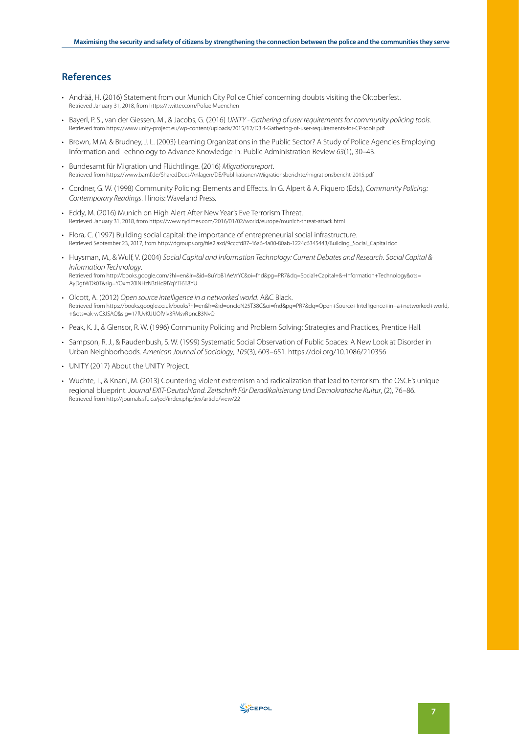## References

- Andrää, H. (2016) Statement from our Munich City Police Chief concerning doubts visiting the Oktoberfest. Retrieved January 31, 2018, from https://twitter.com/PolizeiMuenchen
- Bayerl, P. S., van der Giessen, M., & Jacobs, G. (2016) *UNITY - Gathering of user requirements for community policing tools*. Retrieved from https://www.unity-project.eu/wp-content/uploads/2015/12/D3.4-Gathering-of-user-requirements-for-CP-tools.pdf
- Brown, M.M. & Brudney, J. L. (2003) Learning Organizations in the Public Sector? A Study of Police Agencies Employing Information and Technology to Advance Knowledge In: Public Administration Review *63*(1), 30–43.
- Bundesamt für Migration und Flüchtlinge. (2016) *Migrationsreport*. Retrieved from https://www.bamf.de/SharedDocs/Anlagen/DE/Publikationen/Migrationsberichte/migrationsbericht-2015.pdf
- Cordner, G. W. (1998) Community Policing: Elements and Effects. In G. Alpert & A. Piquero (Eds.), *Community Policing: Contemporary Readings*. Illinois: Waveland Press.
- Eddy, M. (2016) Munich on High Alert After New Year's Eve Terrorism Threat. Retrieved January 31, 2018, from https://www.nytimes.com/2016/01/02/world/europe/munich-threat-attack.html
- Flora, C. (1997) Building social capital: the importance of entrepreneurial social infrastructure. Retrieved September 23, 2017, from http://dgroups.org/file2.axd/9cccfd87-46a6-4a00-80ab-1224c6345443/Building_Social_Capital.doc
- Huysman, M., & Wulf, V. (2004) *Social Capital and Information Technology: Current Debates and Research. Social Capital & Information Technology*. Retrieved from http://books.google.com/?hl=en&lr=&id=8uYbB1AeVrYC&oi=fnd&pg=PR7&dq=Social+Capital+&+Information+Technology&ots=AyDgtWDk0T&sig=YOxm20lNHzN3tHd9IYqYTi6T8YU
- Olcott, A. (2012) *Open source intelligence in a networked world*. A&C Black. Retrieved from https://books.google.co.uk/books?hl=en&lr=&id=oncloN25T38C&oi=fnd&pg=PR7&dq=Open+Source+Intelligence+in+a+networked+world,+&ots=ak-wC3JSAQ&sig=17fUvKUUOfVlv3RMsvRpncB3NvQ
- Peak, K. J., & Glensor, R. W. (1996) Community Policing and Problem Solving: Strategies and Practices, Prentice Hall.
- Sampson, R. J., & Raudenbush, S. W. (1999) Systematic Social Observation of Public Spaces: A New Look at Disorder in Urban Neighborhoods. *American Journal of Sociology*, *105*(3), 603–651. https://doi.org/10.1086/210356
- UNITY (2017) About the UNITY Project.
- Wuchte, T., & Knani, M. (2013) Countering violent extremism and radicalization that lead to terrorism: the OSCE's unique regional blueprint. *Journal EXIT-Deutschland. Zeitschrift Für Deradikalisierung Und Demokratische Kultur*, (2), 76–86. Retrieved from http://journals.sfu.ca/jed/index.php/jex/article/view/22